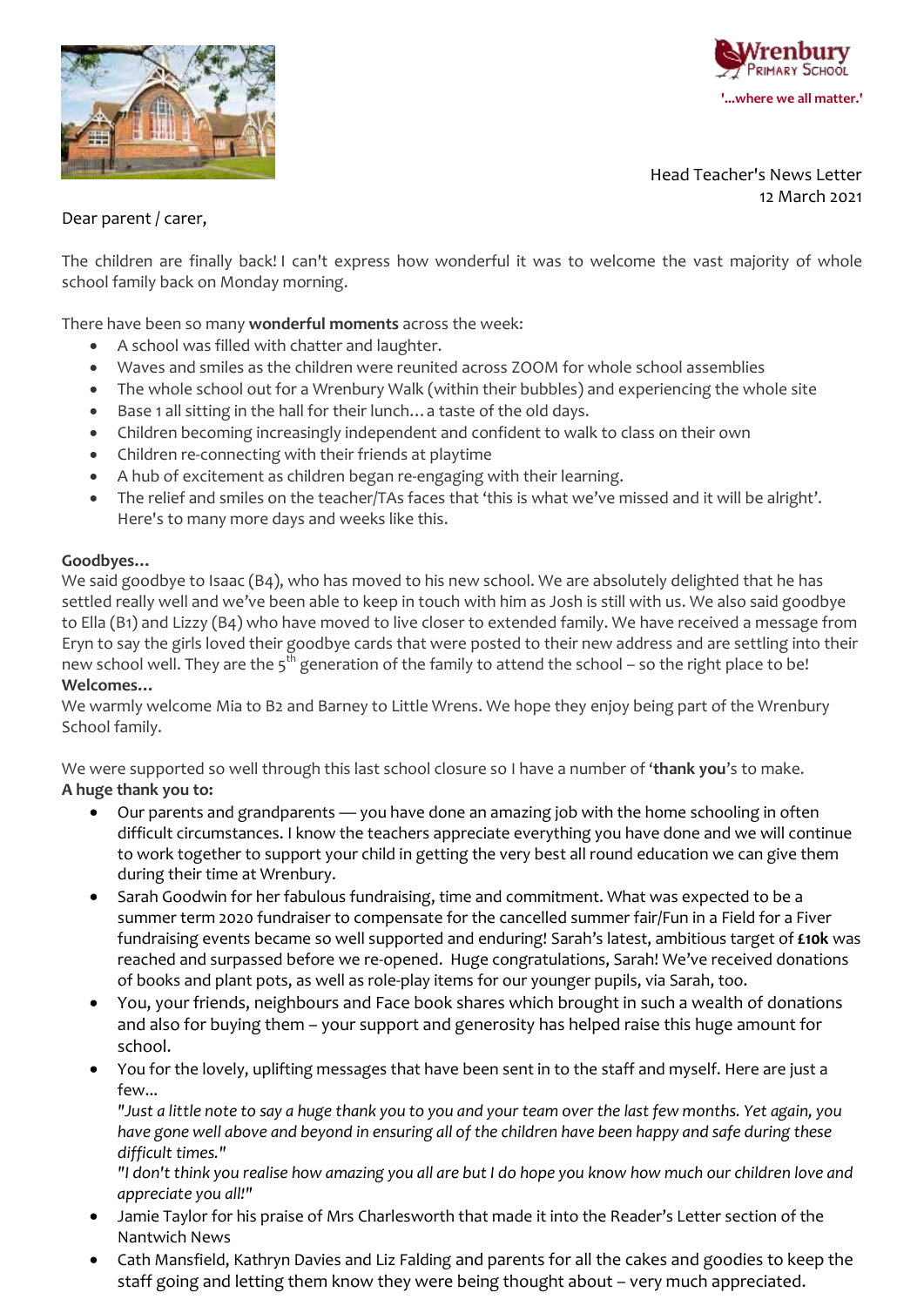Wrenbury Primary School

'...where we all matter.'

Head Teacher's News Letter
12 March 2021

Dear parent / carer,

The children are finally back! I can't express how wonderful it was to welcome the vast majority of whole school family back on Monday morning.

There have been so many **wonderful moments** across the week:

- A school was filled with chatter and laughter.
- Waves and smiles as the children were reunited across ZOOM for whole school assemblies
- The whole school out for a Wrenbury Walk (within their bubbles) and experiencing the whole site
- Base 1 all sitting in the hall for their lunch… a taste of the old days.
- Children becoming increasingly independent and confident to walk to class on their own
- Children re-connecting with their friends at playtime
- A hub of excitement as children began re-engaging with their learning.
- The relief and smiles on the teacher/TAs faces that 'this is what we've missed and it will be alright'. Here's to many more days and weeks like this.

**Goodbyes…**

We said goodbye to Isaac (B4), who has moved to his new school. We are absolutely delighted that he has settled really well and we've been able to keep in touch with him as Josh is still with us. We also said goodbye to Ella (B1) and Lizzy (B4) who have moved to live closer to extended family. We have received a message from Eryn to say the girls loved their goodbye cards that were posted to their new address and are settling into their new school well. They are the 5th generation of the family to attend the school – so the right place to be!

**Welcomes…**

We warmly welcome Mia to B2 and Barney to Little Wrens. We hope they enjoy being part of the Wrenbury School family.

We were supported so well through this last school closure so I have a number of '**thank you**'s to make.

**A huge thank you to:**

- Our parents and grandparents — you have done an amazing job with the home schooling in often difficult circumstances. I know the teachers appreciate everything you have done and we will continue to work together to support your child in getting the very best all round education we can give them during their time at Wrenbury.
- Sarah Goodwin for her fabulous fundraising, time and commitment. What was expected to be a summer term 2020 fundraiser to compensate for the cancelled summer fair/Fun in a Field for a Fiver fundraising events became so well supported and enduring! Sarah's latest, ambitious target of **£10k** was reached and surpassed before we re-opened. Huge congratulations, Sarah! We've received donations of books and plant pots, as well as role-play items for our younger pupils, via Sarah, too.
- You, your friends, neighbours and Face book shares which brought in such a wealth of donations and also for buying them – your support and generosity has helped raise this huge amount for school.
- You for the lovely, uplifting messages that have been sent in to the staff and myself. Here are just a few...

  *"Just a little note to say a huge thank you to you and your team over the last few months. Yet again, you have gone well above and beyond in ensuring all of the children have been happy and safe during these difficult times."*

  *"I don't think you realise how amazing you all are but I do hope you know how much our children love and appreciate you all!"*
- Jamie Taylor for his praise of Mrs Charlesworth that made it into the Reader's Letter section of the Nantwich News
- Cath Mansfield, Kathryn Davies and Liz Falding and parents for all the cakes and goodies to keep the staff going and letting them know they were being thought about – very much appreciated.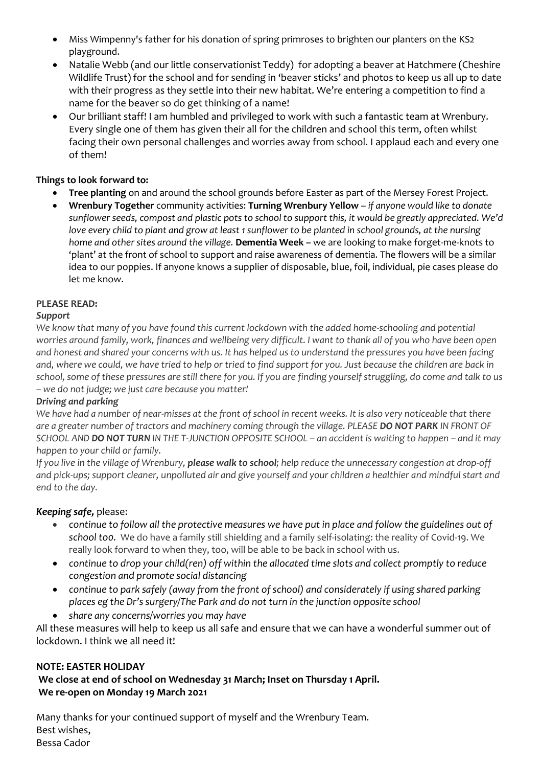- Miss Wimpenny's father for his donation of spring primroses to brighten our planters on the KS2 playground.
- Natalie Webb (and our little conservationist Teddy) for adopting a beaver at Hatchmere (Cheshire Wildlife Trust) for the school and for sending in 'beaver sticks' and photos to keep us all up to date with their progress as they settle into their new habitat. We're entering a competition to find a name for the beaver so do get thinking of a name!
- Our brilliant staff! I am humbled and privileged to work with such a fantastic team at Wrenbury. Every single one of them has given their all for the children and school this term, often whilst facing their own personal challenges and worries away from school. I applaud each and every one of them!

**Things to look forward to:**

- **Tree planting** on and around the school grounds before Easter as part of the Mersey Forest Project.
- **Wrenbury Together** community activities: **Turning Wrenbury Yellow** – *if anyone would like to donate sunflower seeds, compost and plastic pots to school to support this, it would be greatly appreciated. We'd love every child to plant and grow at least 1 sunflower to be planted in school grounds, at the nursing home and other sites around the village.* **Dementia Week –** we are looking to make forget-me-knots to 'plant' at the front of school to support and raise awareness of dementia. The flowers will be a similar idea to our poppies. If anyone knows a supplier of disposable, blue, foil, individual, pie cases please do let me know.

**PLEASE READ:**

***Support***

*We know that many of you have found this current lockdown with the added home-schooling and potential worries around family, work, finances and wellbeing very difficult. I want to thank all of you who have been open and honest and shared your concerns with us. It has helped us to understand the pressures you have been facing and, where we could, we have tried to help or tried to find support for you. Just because the children are back in school, some of these pressures are still there for you. If you are finding yourself struggling, do come and talk to us – we do not judge; we just care because you matter!*

***Driving and parking***

*We have had a number of near-misses at the front of school in recent weeks. It is also very noticeable that there are a greater number of tractors and machinery coming through the village. PLEASE **DO NOT PARK** IN FRONT OF SCHOOL AND **DO NOT TURN** IN THE T-JUNCTION OPPOSITE SCHOOL – an accident is waiting to happen – and it may happen to your child or family.*

*If you live in the village of Wrenbury, **please walk to school;** help reduce the unnecessary congestion at drop-off and pick-ups; support cleaner, unpolluted air and give yourself and your children a healthier and mindful start and end to the day.*

***Keeping safe,*** please:

- *continue to follow all the protective measures we have put in place and follow the guidelines out of school too.* We do have a family still shielding and a family self-isolating: the reality of Covid-19. We really look forward to when they, too, will be able to be back in school with us.
- *continue to drop your child(ren) off within the allocated time slots and collect promptly to reduce congestion and promote social distancing*
- *continue to park safely (away from the front of school) and considerately if using shared parking places eg the Dr's surgery/The Park and do not turn in the junction opposite school*
- *share any concerns/worries you may have*

All these measures will help to keep us all safe and ensure that we can have a wonderful summer out of lockdown. I think we all need it!

**NOTE: EASTER HOLIDAY**

**We close at end of school on Wednesday 31 March; Inset on Thursday 1 April.**
**We re-open on Monday 19 March 2021**

Many thanks for your continued support of myself and the Wrenbury Team.
Best wishes,
Bessa Cador